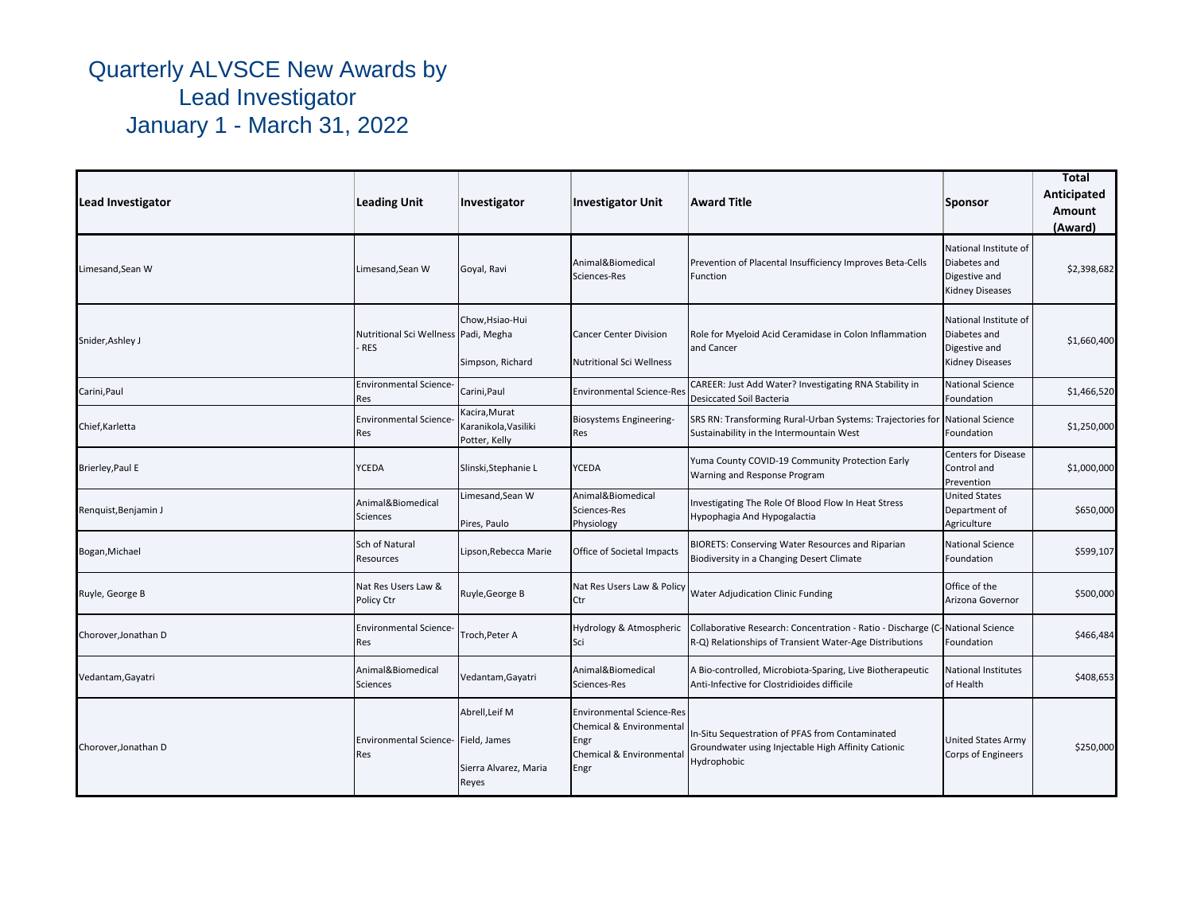# Quarterly ALVSCE New Awards by Lead Investigator
## January 1 - March 31, 2022

| Lead Investigator | Leading Unit | Investigator | Investigator Unit | Award Title | Sponsor | Total Anticipated Amount (Award) |
|---|---|---|---|---|---|---|
| Limesand,Sean W | Limesand,Sean W | Goyal, Ravi | Animal&Biomedical Sciences-Res | Prevention of Placental Insufficiency Improves Beta-Cells Function | National Institute of Diabetes and Digestive and Kidney Diseases | $2,398,682 |
| Snider,Ashley J | Nutritional Sci Wellness - RES | Chow,Hsiao-Hui<br>Padi, Megha<br>Simpson, Richard | Cancer Center Division<br>Nutritional Sci Wellness | Role for Myeloid Acid Ceramidase in Colon Inflammation and Cancer | National Institute of Diabetes and Digestive and Kidney Diseases | $1,660,400 |
| Carini,Paul | Environmental Science-Res | Carini,Paul | Environmental Science-Res | CAREER: Just Add Water? Investigating RNA Stability in Desiccated Soil Bacteria | National Science Foundation | $1,466,520 |
| Chief,Karletta | Environmental Science-Res | Kacira,Murat<br>Karanikola,Vasiliki<br>Potter, Kelly | Biosystems Engineering-Res | SRS RN: Transforming Rural-Urban Systems: Trajectories for Sustainability in the Intermountain West | National Science Foundation | $1,250,000 |
| Brierley,Paul E | YCEDA | Slinski,Stephanie L | YCEDA | Yuma County COVID-19 Community Protection Early Warning and Response Program | Centers for Disease Control and Prevention | $1,000,000 |
| Renquist,Benjamin J | Animal&Biomedical Sciences | Limesand,Sean W<br>Pires, Paulo | Animal&Biomedical Sciences-Res<br>Physiology | Investigating The Role Of Blood Flow In Heat Stress Hypophagia And Hypogalactia | United States Department of Agriculture | $650,000 |
| Bogan,Michael | Sch of Natural Resources | Lipson,Rebecca Marie | Office of Societal Impacts | BIORETS: Conserving Water Resources and Riparian Biodiversity in a Changing Desert Climate | National Science Foundation | $599,107 |
| Ruyle, George B | Nat Res Users Law & Policy Ctr | Ruyle,George B | Nat Res Users Law & Policy Ctr | Water Adjudication Clinic Funding | Office of the Arizona Governor | $500,000 |
| Chorover,Jonathan D | Environmental Science-Res | Troch,Peter A | Hydrology & Atmospheric Sci | Collaborative Research: Concentration - Ratio - Discharge (C-R-Q) Relationships of Transient Water-Age Distributions | National Science Foundation | $466,484 |
| Vedantam,Gayatri | Animal&Biomedical Sciences | Vedantam,Gayatri | Animal&Biomedical Sciences-Res | A Bio-controlled, Microbiota-Sparing, Live Biotherapeutic Anti-Infective for Clostridioides difficile | National Institutes of Health | $408,653 |
| Chorover,Jonathan D | Environmental Science-Res | Abrell,Leif M<br>Field, James<br>Sierra Alvarez, Maria Reyes | Environmental Science-Res<br>Chemical & Environmental Engr<br>Chemical & Environmental Engr | In-Situ Sequestration of PFAS from Contaminated Groundwater using Injectable High Affinity Cationic Hydrophobic | United States Army Corps of Engineers | $250,000 |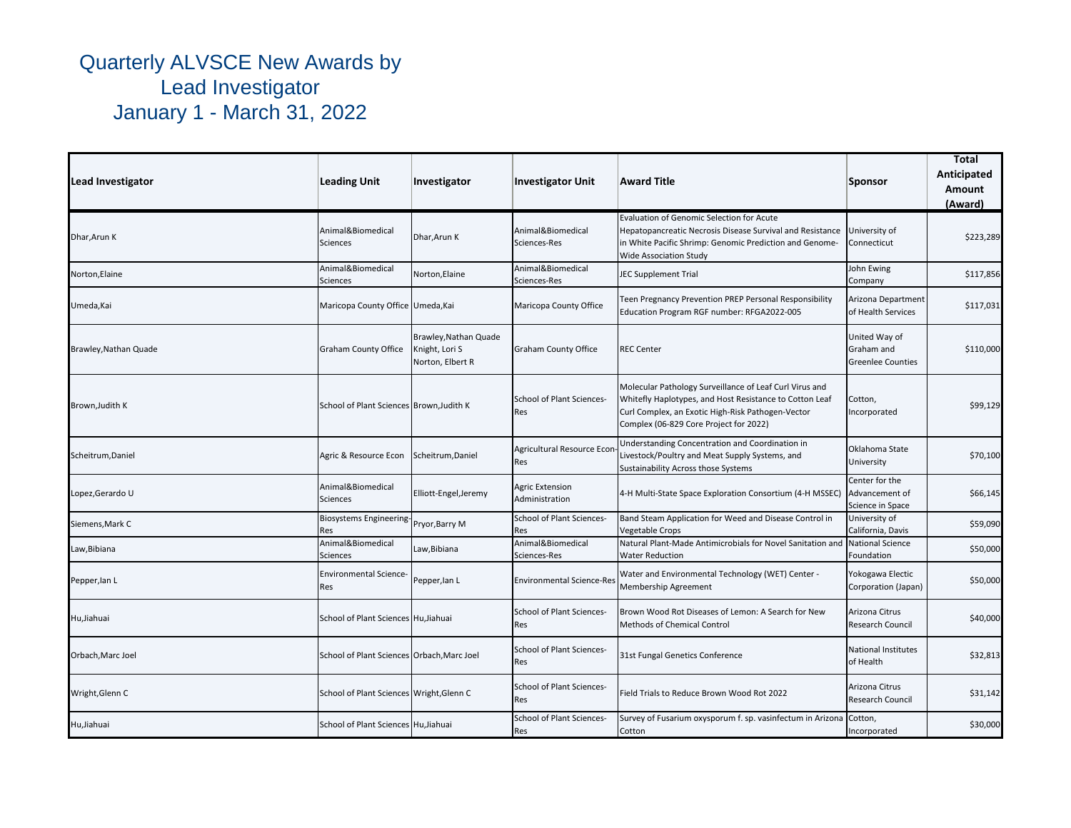# Quarterly ALVSCE New Awards by Lead Investigator
## January 1 - March 31, 2022

| Lead Investigator | Leading Unit | Investigator | Investigator Unit | Award Title | Sponsor | Total Anticipated Amount (Award) |
|---|---|---|---|---|---|---|
| Dhar,Arun K | Animal&Biomedical Sciences | Dhar,Arun K | Animal&Biomedical Sciences-Res | Evaluation of Genomic Selection for Acute Hepatopancreatic Necrosis Disease Survival and Resistance in White Pacific Shrimp: Genomic Prediction and Genome-Wide Association Study | University of Connecticut | $223,289 |
| Norton,Elaine | Animal&Biomedical Sciences | Norton,Elaine | Animal&Biomedical Sciences-Res | JEC Supplement Trial | John Ewing Company | $117,856 |
| Umeda,Kai | Maricopa County Office | Umeda,Kai | Maricopa County Office | Teen Pregnancy Prevention PREP Personal Responsibility Education Program RGF number: RFGA2022-005 | Arizona Department of Health Services | $117,031 |
| Brawley,Nathan Quade | Graham County Office | Brawley,Nathan Quade<br>Knight, Lori S<br>Norton, Elbert R | Graham County Office | REC Center | United Way of Graham and Greenlee Counties | $110,000 |
| Brown,Judith K | School of Plant Sciences | Brown,Judith K | School of Plant Sciences-Res | Molecular Pathology Surveillance of Leaf Curl Virus and Whitefly Haplotypes, and Host Resistance to Cotton Leaf Curl Complex, an Exotic High-Risk Pathogen-Vector Complex (06-829 Core Project for 2022) | Cotton, Incorporated | $99,129 |
| Scheitrum,Daniel | Agric & Resource Econ | Scheitrum,Daniel | Agricultural Resource Econ-Res | Understanding Concentration and Coordination in Livestock/Poultry and Meat Supply Systems, and Sustainability Across those Systems | Oklahoma State University | $70,100 |
| Lopez,Gerardo U | Animal&Biomedical Sciences | Elliott-Engel,Jeremy | Agric Extension Administration | 4-H Multi-State Space Exploration Consortium (4-H MSSEC) | Center for the Advancement of Science in Space | $66,145 |
| Siemens,Mark C | Biosystems Engineering-Res | Pryor,Barry M | School of Plant Sciences-Res | Band Steam Application for Weed and Disease Control in Vegetable Crops | University of California, Davis | $59,090 |
| Law,Bibiana | Animal&Biomedical Sciences | Law,Bibiana | Animal&Biomedical Sciences-Res | Natural Plant-Made Antimicrobials for Novel Sanitation and Water Reduction | National Science Foundation | $50,000 |
| Pepper,Ian L | Environmental Science-Res | Pepper,Ian L | Environmental Science-Res | Water and Environmental Technology (WET) Center - Membership Agreement | Yokogawa Electic Corporation (Japan) | $50,000 |
| Hu,Jiahuai | School of Plant Sciences | Hu,Jiahuai | School of Plant Sciences-Res | Brown Wood Rot Diseases of Lemon: A Search for New Methods of Chemical Control | Arizona Citrus Research Council | $40,000 |
| Orbach,Marc Joel | School of Plant Sciences | Orbach,Marc Joel | School of Plant Sciences-Res | 31st Fungal Genetics Conference | National Institutes of Health | $32,813 |
| Wright,Glenn C | School of Plant Sciences | Wright,Glenn C | School of Plant Sciences-Res | Field Trials to Reduce Brown Wood Rot 2022 | Arizona Citrus Research Council | $31,142 |
| Hu,Jiahuai | School of Plant Sciences | Hu,Jiahuai | School of Plant Sciences-Res | Survey of Fusarium oxysporum f. sp. vasinfectum in Arizona Cotton | Cotton, Incorporated | $30,000 |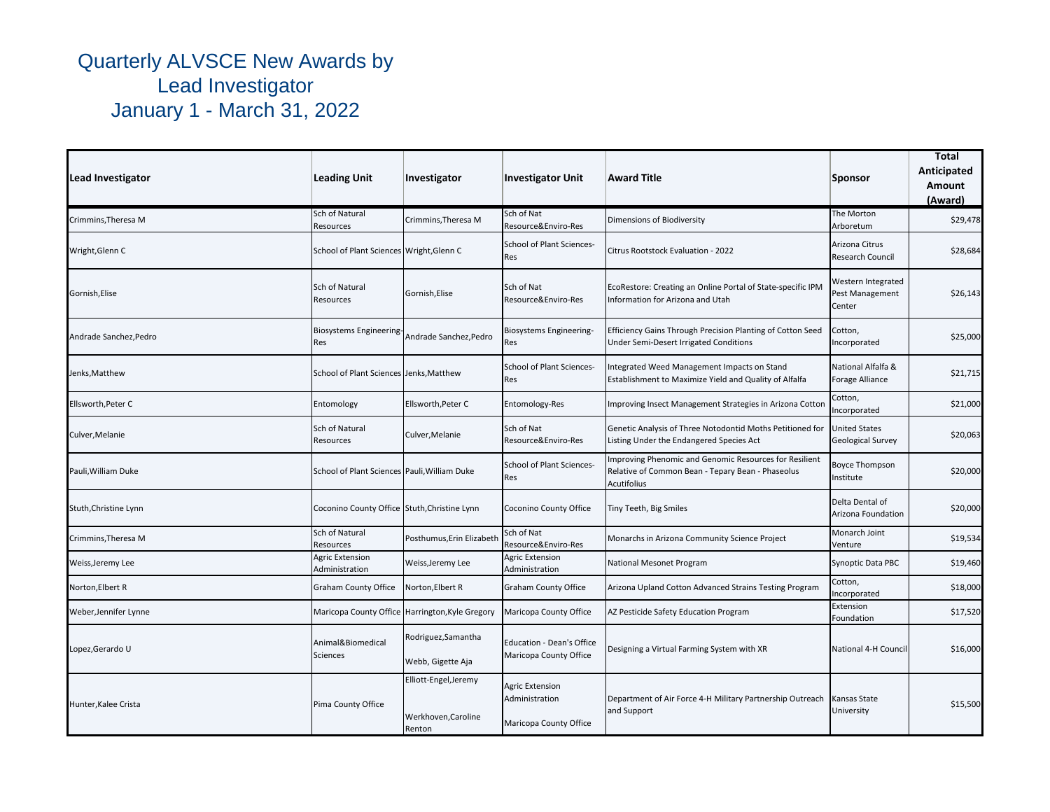# Quarterly ALVSCE New Awards by Lead Investigator
## January 1 - March 31, 2022

| Lead Investigator | Leading Unit | Investigator | Investigator Unit | Award Title | Sponsor | Total Anticipated Amount (Award) |
|---|---|---|---|---|---|---|
| Crimmins,Theresa M | Sch of Natural Resources | Crimmins,Theresa M | Sch of Nat Resource&Enviro-Res | Dimensions of Biodiversity | The Morton Arboretum | $29,478 |
| Wright,Glenn C | School of Plant Sciences | Wright,Glenn C | School of Plant Sciences-Res | Citrus Rootstock Evaluation - 2022 | Arizona Citrus Research Council | $28,684 |
| Gornish,Elise | Sch of Natural Resources | Gornish,Elise | Sch of Nat Resource&Enviro-Res | EcoRestore: Creating an Online Portal of State-specific IPM Information for Arizona and Utah | Western Integrated Pest Management Center | $26,143 |
| Andrade Sanchez,Pedro | Biosystems Engineering-Res | Andrade Sanchez,Pedro | Biosystems Engineering-Res | Efficiency Gains Through Precision Planting of Cotton Seed Under Semi-Desert Irrigated Conditions | Cotton, Incorporated | $25,000 |
| Jenks,Matthew | School of Plant Sciences | Jenks,Matthew | School of Plant Sciences-Res | Integrated Weed Management Impacts on Stand Establishment to Maximize Yield and Quality of Alfalfa | National Alfalfa & Forage Alliance | $21,715 |
| Ellsworth,Peter C | Entomology | Ellsworth,Peter C | Entomology-Res | Improving Insect Management Strategies in Arizona Cotton | Cotton, Incorporated | $21,000 |
| Culver,Melanie | Sch of Natural Resources | Culver,Melanie | Sch of Nat Resource&Enviro-Res | Genetic Analysis of Three Notodontid Moths Petitioned for Listing Under the Endangered Species Act | United States Geological Survey | $20,063 |
| Pauli,William Duke | School of Plant Sciences | Pauli,William Duke | School of Plant Sciences-Res | Improving Phenomic and Genomic Resources for Resilient Relative of Common Bean - Tepary Bean - Phaseolus Acutifolius | Boyce Thompson Institute | $20,000 |
| Stuth,Christine Lynn | Coconino County Office | Stuth,Christine Lynn | Coconino County Office | Tiny Teeth, Big Smiles | Delta Dental of Arizona Foundation | $20,000 |
| Crimmins,Theresa M | Sch of Natural Resources | Posthumus,Erin Elizabeth | Sch of Nat Resource&Enviro-Res | Monarchs in Arizona Community Science Project | Monarch Joint Venture | $19,534 |
| Weiss,Jeremy Lee | Agric Extension Administration | Weiss,Jeremy Lee | Agric Extension Administration | National Mesonet Program | Synoptic Data PBC | $19,460 |
| Norton,Elbert R | Graham County Office | Norton,Elbert R | Graham County Office | Arizona Upland Cotton Advanced Strains Testing Program | Cotton, Incorporated | $18,000 |
| Weber,Jennifer Lynne | Maricopa County Office | Harrington,Kyle Gregory | Maricopa County Office | AZ Pesticide Safety Education Program | Extension Foundation | $17,520 |
| Lopez,Gerardo U | Animal&Biomedical Sciences | Rodriguez,Samantha<br>Webb, Gigette Aja | Education - Dean's Office<br>Maricopa County Office | Designing a Virtual Farming System with XR | National 4-H Council | $16,000 |
| Hunter,Kalee Crista | Pima County Office | Elliott-Engel,Jeremy<br>Werkhoven,Caroline Renton | Agric Extension Administration<br>Maricopa County Office | Department of Air Force 4-H Military Partnership Outreach and Support | Kansas State University | $15,500 |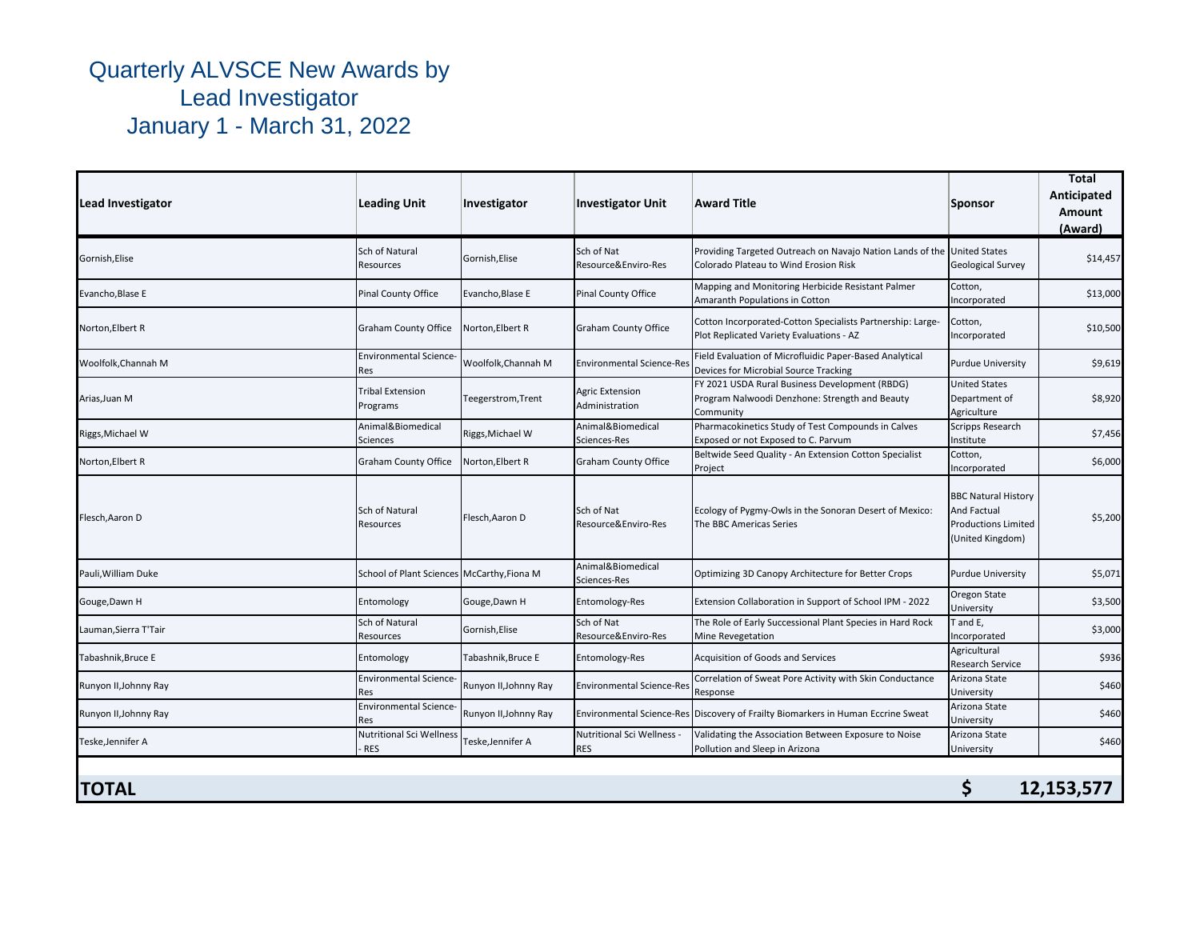# Quarterly ALVSCE New Awards by Lead Investigator
## January 1 - March 31, 2022

| Lead Investigator | Leading Unit | Investigator | Investigator Unit | Award Title | Sponsor | Total Anticipated Amount (Award) |
|---|---|---|---|---|---|---|
| Gornish,Elise | Sch of Natural Resources | Gornish,Elise | Sch of Nat Resource&Enviro-Res | Providing Targeted Outreach on Navajo Nation Lands of the Colorado Plateau to Wind Erosion Risk | United States Geological Survey | $14,457 |
| Evancho,Blase E | Pinal County Office | Evancho,Blase E | Pinal County Office | Mapping and Monitoring Herbicide Resistant Palmer Amaranth Populations in Cotton | Cotton, Incorporated | $13,000 |
| Norton,Elbert R | Graham County Office | Norton,Elbert R | Graham County Office | Cotton Incorporated-Cotton Specialists Partnership: Large-Plot Replicated Variety Evaluations - AZ | Cotton, Incorporated | $10,500 |
| Woolfolk,Channah M | Environmental Science-Res | Woolfolk,Channah M | Environmental Science-Res | Field Evaluation of Microfluidic Paper-Based Analytical Devices for Microbial Source Tracking | Purdue University | $9,619 |
| Arias,Juan M | Tribal Extension Programs | Teegerstrom,Trent | Agric Extension Administration | FY 2021 USDA Rural Business Development (RBDG) Program Nalwoodi Denzhone: Strength and Beauty Community | United States Department of Agriculture | $8,920 |
| Riggs,Michael W | Animal&Biomedical Sciences | Riggs,Michael W | Animal&Biomedical Sciences-Res | Pharmacokinetics Study of Test Compounds in Calves Exposed or not Exposed to C. Parvum | Scripps Research Institute | $7,456 |
| Norton,Elbert R | Graham County Office | Norton,Elbert R | Graham County Office | Beltwide Seed Quality - An Extension Cotton Specialist Project | Cotton, Incorporated | $6,000 |
| Flesch,Aaron D | Sch of Natural Resources | Flesch,Aaron D | Sch of Nat Resource&Enviro-Res | Ecology of Pygmy-Owls in the Sonoran Desert of Mexico: The BBC Americas Series | BBC Natural History And Factual Productions Limited (United Kingdom) | $5,200 |
| Pauli,William Duke | School of Plant Sciences | McCarthy,Fiona M | Animal&Biomedical Sciences-Res | Optimizing 3D Canopy Architecture for Better Crops | Purdue University | $5,071 |
| Gouge,Dawn H | Entomology | Gouge,Dawn H | Entomology-Res | Extension Collaboration in Support of School IPM - 2022 | Oregon State University | $3,500 |
| Lauman,Sierra T'Tair | Sch of Natural Resources | Gornish,Elise | Sch of Nat Resource&Enviro-Res | The Role of Early Successional Plant Species in Hard Rock Mine Revegetation | T and E, Incorporated | $3,000 |
| Tabashnik,Bruce E | Entomology | Tabashnik,Bruce E | Entomology-Res | Acquisition of Goods and Services | Agricultural Research Service | $936 |
| Runyon II,Johnny Ray | Environmental Science-Res | Runyon II,Johnny Ray | Environmental Science-Res | Correlation of Sweat Pore Activity with Skin Conductance Response | Arizona State University | $460 |
| Runyon II,Johnny Ray | Environmental Science-Res | Runyon II,Johnny Ray | Environmental Science-Res | Discovery of Frailty Biomarkers in Human Eccrine Sweat | Arizona State University | $460 |
| Teske,Jennifer A | Nutritional Sci Wellness - RES | Teske,Jennifer A | Nutritional Sci Wellness - RES | Validating the Association Between Exposure to Noise Pollution and Sleep in Arizona | Arizona State University | $460 |
| **TOTAL** | | | | | **$** | **12,153,577** |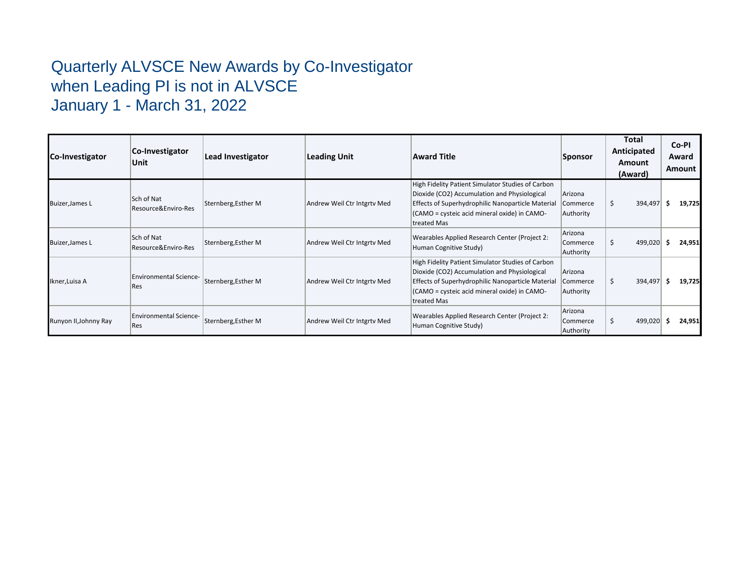# Quarterly ALVSCE New Awards by Co-Investigator when Leading PI is not in ALVSCE
# January 1 - March 31, 2022

| Co-Investigator | Co-Investigator Unit | Lead Investigator | Leading Unit | Award Title | Sponsor | Total Anticipated Amount (Award) | Co-PI Award Amount |
|---|---|---|---|---|---|---|---|
| Buizer,James L | Sch of Nat Resource&Enviro-Res | Sternberg,Esther M | Andrew Weil Ctr Intgrtv Med | High Fidelity Patient Simulator Studies of Carbon Dioxide ($CO_2$) Accumulation and Physiological Effects of Superhydrophilic Nanoparticle Material (CAMO = cysteic acid mineral oxide) in CAMO-treated Mas | Arizona Commerce Authority | $ 394,497 | **$ 19,725** |
| Buizer,James L | Sch of Nat Resource&Enviro-Res | Sternberg,Esther M | Andrew Weil Ctr Intgrtv Med | Wearables Applied Research Center (Project 2: Human Cognitive Study) | Arizona Commerce Authority | $ 499,020 | **$ 24,951** |
| Ikner,Luisa A | Environmental Science-Res | Sternberg,Esther M | Andrew Weil Ctr Intgrtv Med | High Fidelity Patient Simulator Studies of Carbon Dioxide ($CO_2$) Accumulation and Physiological Effects of Superhydrophilic Nanoparticle Material (CAMO = cysteic acid mineral oxide) in CAMO-treated Mas | Arizona Commerce Authority | $ 394,497 | **$ 19,725** |
| Runyon II,Johnny Ray | Environmental Science-Res | Sternberg,Esther M | Andrew Weil Ctr Intgrtv Med | Wearables Applied Research Center (Project 2: Human Cognitive Study) | Arizona Commerce Authority | $ 499,020 | **$ 24,951** |